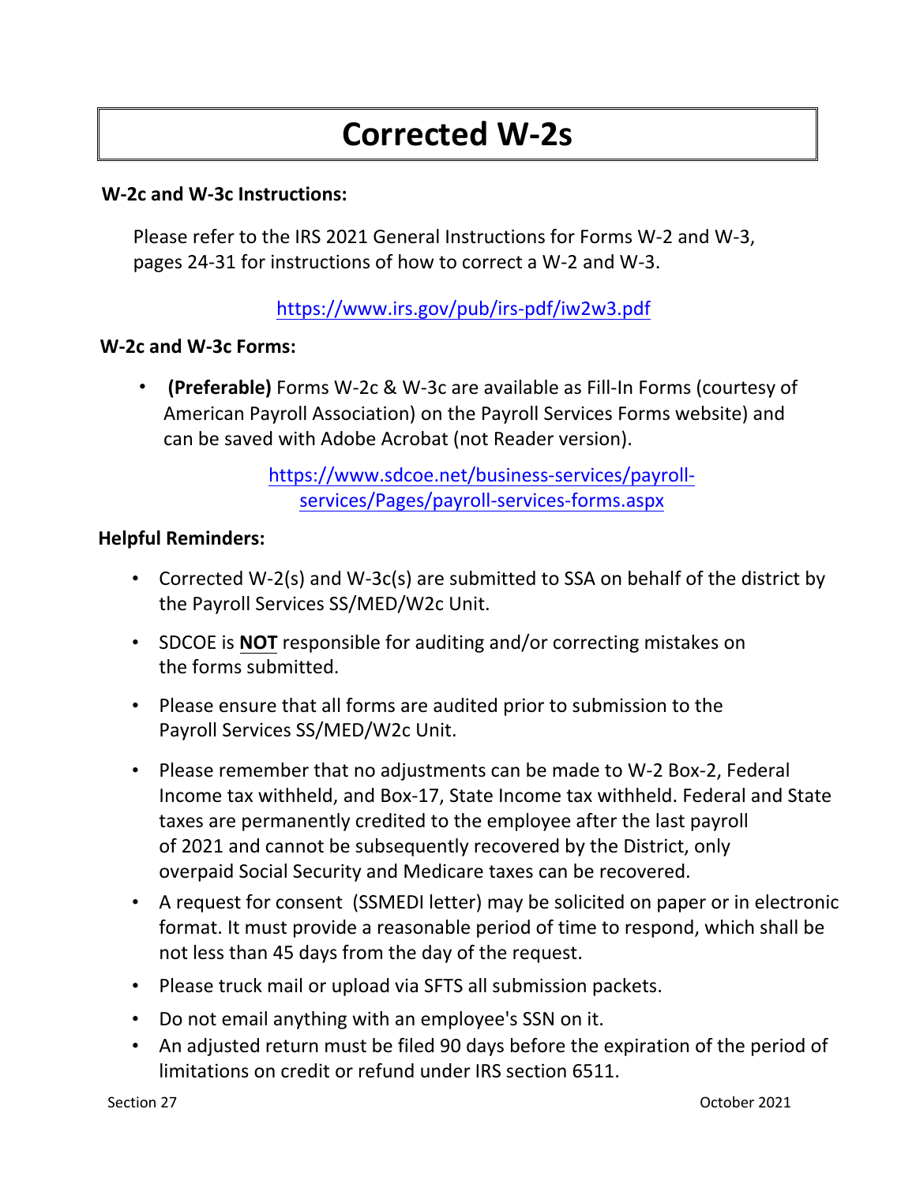# Corrected W-2s

**W-2c and W-3c Instructions:**

Please refer to the IRS 2021 General Instructions for Forms W-2 and W-3, pages 24-31 for instructions of how to correct a W-2 and W-3.

https://www.irs.gov/pub/irs-pdf/iw2w3.pdf

**W-2c and W-3c Forms:**

- **(Preferable)** Forms W-2c & W-3c are available as Fill-In Forms (courtesy of American Payroll Association) on the Payroll Services Forms website) and can be saved with Adobe Acrobat (not Reader version).

  https://www.sdcoe.net/business-services/payroll-services/Pages/payroll-services-forms.aspx

**Helpful Reminders:**

- Corrected W-2(s) and W-3c(s) are submitted to SSA on behalf of the district by the Payroll Services SS/MED/W2c Unit.
- SDCOE is **NOT** responsible for auditing and/or correcting mistakes on the forms submitted.
- Please ensure that all forms are audited prior to submission to the Payroll Services SS/MED/W2c Unit.
- Please remember that no adjustments can be made to W-2 Box-2, Federal Income tax withheld, and Box-17, State Income tax withheld. Federal and State taxes are permanently credited to the employee after the last payroll of 2021 and cannot be subsequently recovered by the District, only overpaid Social Security and Medicare taxes can be recovered.
- A request for consent (SSMEDI letter) may be solicited on paper or in electronic format. It must provide a reasonable period of time to respond, which shall be not less than 45 days from the day of the request.
- Please truck mail or upload via SFTS all submission packets.
- Do not email anything with an employee's SSN on it.
- An adjusted return must be filed 90 days before the expiration of the period of limitations on credit or refund under IRS section 6511.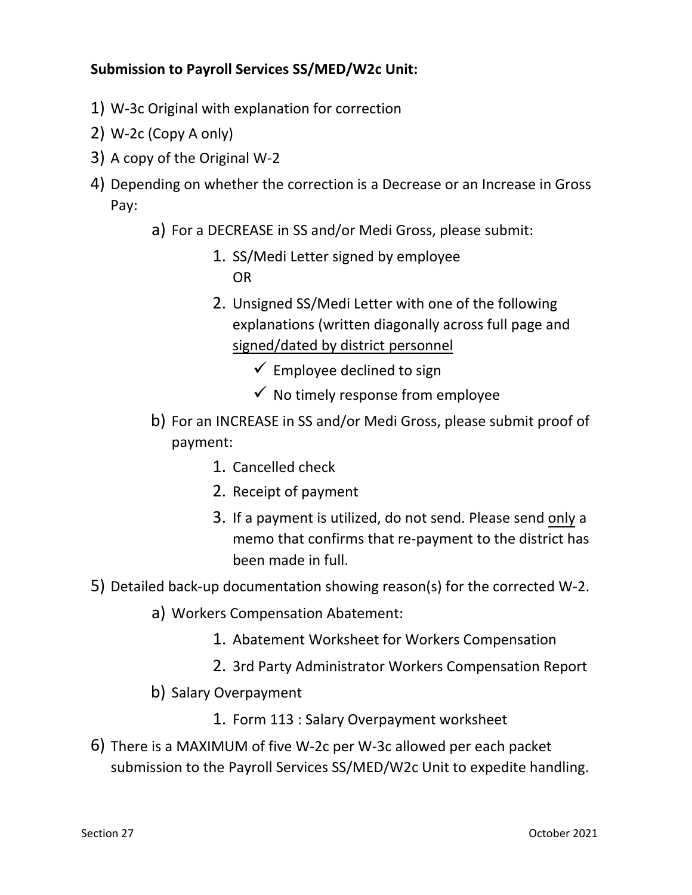**Submission to Payroll Services SS/MED/W2c Unit:**

1) W-3c Original with explanation for correction
2) W-2c (Copy A only)
3) A copy of the Original W-2
4) Depending on whether the correction is a Decrease or an Increase in Gross Pay:
    a) For a DECREASE in SS and/or Medi Gross, please submit:
        1. SS/Medi Letter signed by employee
           OR
        2. Unsigned SS/Medi Letter with one of the following explanations (written diagonally across full page and <u>signed/dated by district personnel</u>
            - ✓ Employee declined to sign
            - ✓ No timely response from employee
    b) For an INCREASE in SS and/or Medi Gross, please submit proof of payment:
        1. Cancelled check
        2. Receipt of payment
        3. If a payment is utilized, do not send. Please send <u>only</u> a memo that confirms that re-payment to the district has been made in full.
5) Detailed back-up documentation showing reason(s) for the corrected W-2.
    a) Workers Compensation Abatement:
        1. Abatement Worksheet for Workers Compensation
        2. 3rd Party Administrator Workers Compensation Report
    b) Salary Overpayment
        1. Form 113 : Salary Overpayment worksheet
6) There is a MAXIMUM of five W-2c per W-3c allowed per each packet submission to the Payroll Services SS/MED/W2c Unit to expedite handling.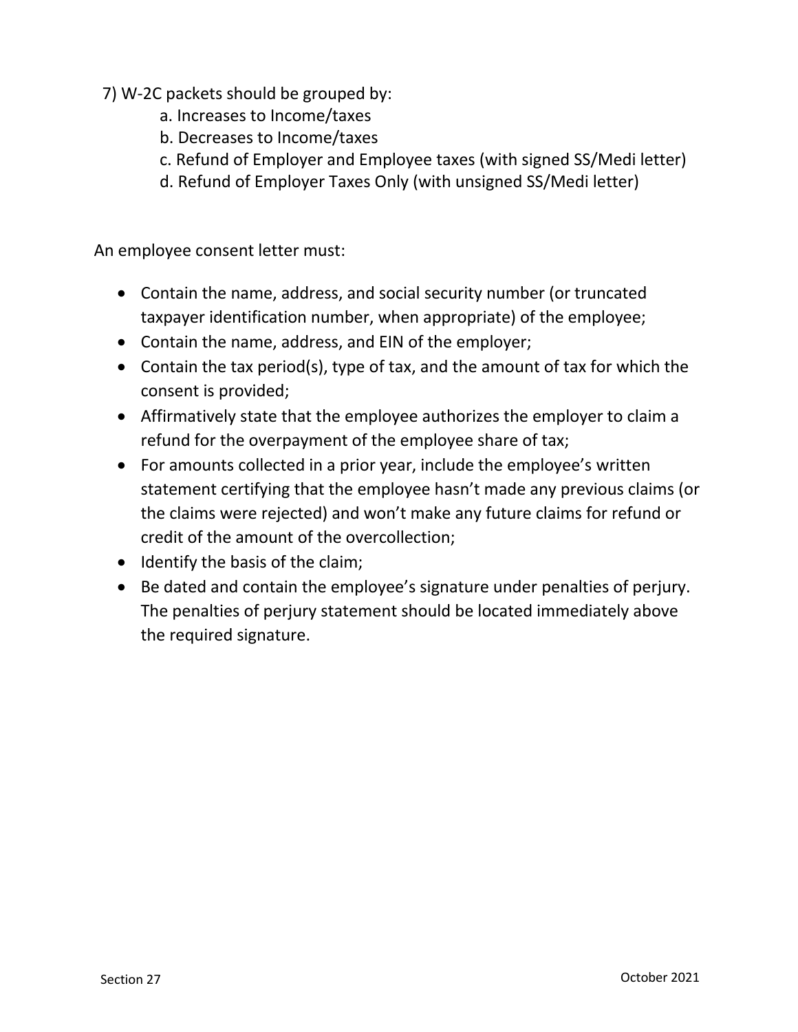7) W-2C packets should be grouped by:
   a. Increases to Income/taxes
   b. Decreases to Income/taxes
   c. Refund of Employer and Employee taxes (with signed SS/Medi letter)
   d. Refund of Employer Taxes Only (with unsigned SS/Medi letter)

An employee consent letter must:

- Contain the name, address, and social security number (or truncated taxpayer identification number, when appropriate) of the employee;
- Contain the name, address, and EIN of the employer;
- Contain the tax period(s), type of tax, and the amount of tax for which the consent is provided;
- Affirmatively state that the employee authorizes the employer to claim a refund for the overpayment of the employee share of tax;
- For amounts collected in a prior year, include the employee's written statement certifying that the employee hasn't made any previous claims (or the claims were rejected) and won't make any future claims for refund or credit of the amount of the overcollection;
- Identify the basis of the claim;
- Be dated and contain the employee's signature under penalties of perjury. The penalties of perjury statement should be located immediately above the required signature.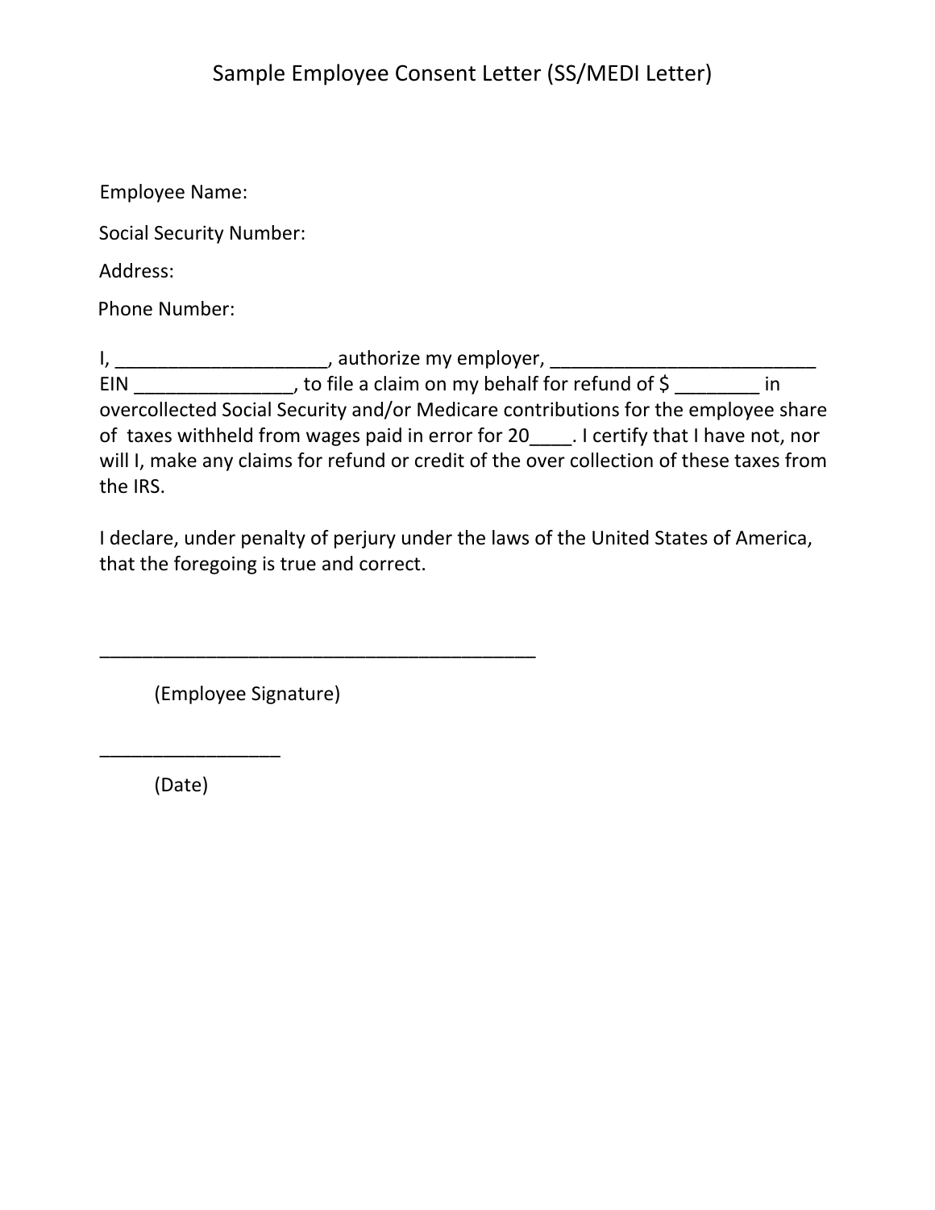# Sample Employee Consent Letter (SS/MEDI Letter)

Employee Name:

Social Security Number:

Address:

Phone Number:

I, ____________________, authorize my employer, _________________________ EIN _______________, to file a claim on my behalf for refund of $ ________ in overcollected Social Security and/or Medicare contributions for the employee share of taxes withheld from wages paid in error for 20____. I certify that I have not, nor will I, make any claims for refund or credit of the over collection of these taxes from the IRS.

I declare, under penalty of perjury under the laws of the United States of America, that the foregoing is true and correct.

__________________________________________

(Employee Signature)

_________________

(Date)